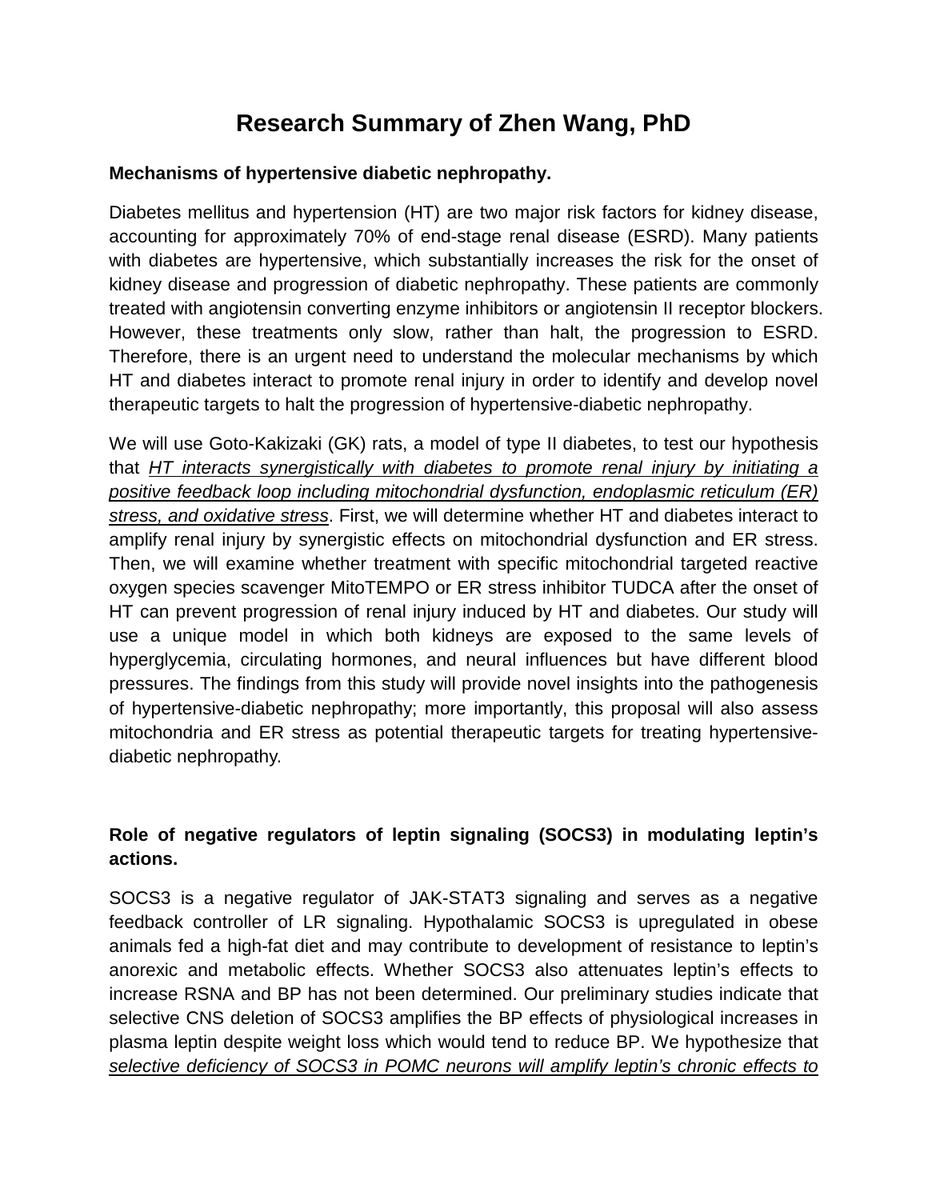# Research Summary of Zhen Wang, PhD

**Mechanisms of hypertensive diabetic nephropathy.**

Diabetes mellitus and hypertension (HT) are two major risk factors for kidney disease, accounting for approximately 70% of end-stage renal disease (ESRD). Many patients with diabetes are hypertensive, which substantially increases the risk for the onset of kidney disease and progression of diabetic nephropathy. These patients are commonly treated with angiotensin converting enzyme inhibitors or angiotensin II receptor blockers. However, these treatments only slow, rather than halt, the progression to ESRD. Therefore, there is an urgent need to understand the molecular mechanisms by which HT and diabetes interact to promote renal injury in order to identify and develop novel therapeutic targets to halt the progression of hypertensive-diabetic nephropathy.

We will use Goto-Kakizaki (GK) rats, a model of type II diabetes, to test our hypothesis that *HT interacts synergistically with diabetes to promote renal injury by initiating a positive feedback loop including mitochondrial dysfunction, endoplasmic reticulum (ER) stress, and oxidative stress*. First, we will determine whether HT and diabetes interact to amplify renal injury by synergistic effects on mitochondrial dysfunction and ER stress. Then, we will examine whether treatment with specific mitochondrial targeted reactive oxygen species scavenger MitoTEMPO or ER stress inhibitor TUDCA after the onset of HT can prevent progression of renal injury induced by HT and diabetes. Our study will use a unique model in which both kidneys are exposed to the same levels of hyperglycemia, circulating hormones, and neural influences but have different blood pressures. The findings from this study will provide novel insights into the pathogenesis of hypertensive-diabetic nephropathy; more importantly, this proposal will also assess mitochondria and ER stress as potential therapeutic targets for treating hypertensive-diabetic nephropathy.

**Role of negative regulators of leptin signaling (SOCS3) in modulating leptin's actions.**

SOCS3 is a negative regulator of JAK-STAT3 signaling and serves as a negative feedback controller of LR signaling. Hypothalamic SOCS3 is upregulated in obese animals fed a high-fat diet and may contribute to development of resistance to leptin's anorexic and metabolic effects. Whether SOCS3 also attenuates leptin's effects to increase RSNA and BP has not been determined. Our preliminary studies indicate that selective CNS deletion of SOCS3 amplifies the BP effects of physiological increases in plasma leptin despite weight loss which would tend to reduce BP. We hypothesize that *selective deficiency of SOCS3 in POMC neurons will amplify leptin's chronic effects to*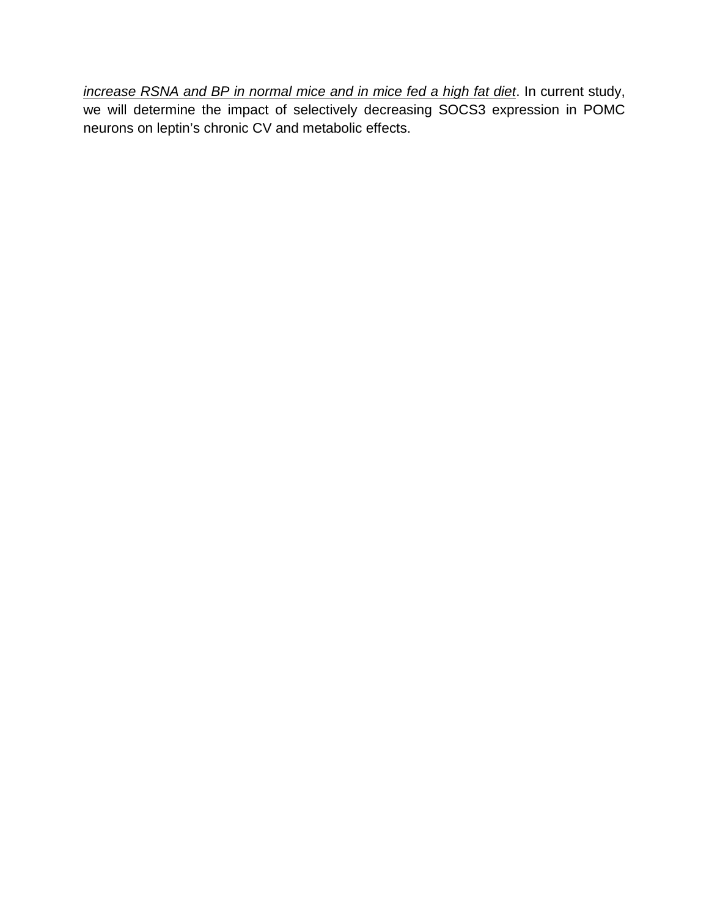<u>*increase RSNA and BP in normal mice and in mice fed a high fat diet*</u>. In current study, we will determine the impact of selectively decreasing SOCS3 expression in POMC neurons on leptin's chronic CV and metabolic effects.